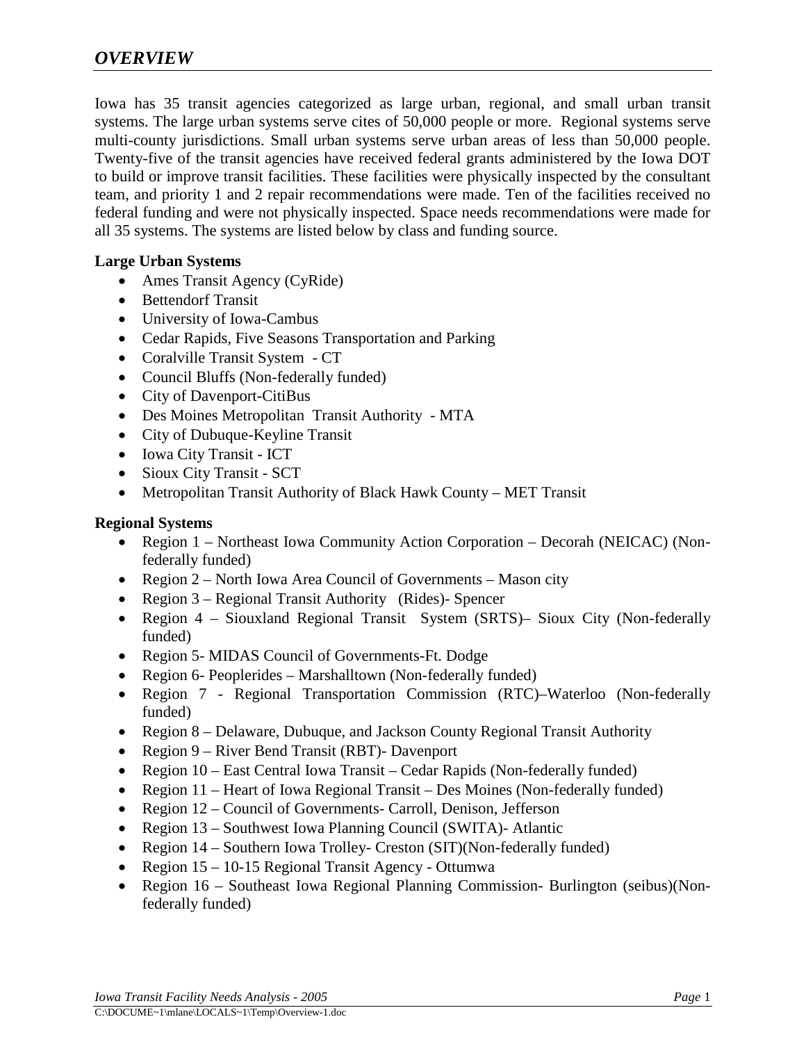## *OVERVIEW*

Iowa has 35 transit agencies categorized as large urban, regional, and small urban transit systems. The large urban systems serve cites of 50,000 people or more. Regional systems serve multi-county jurisdictions. Small urban systems serve urban areas of less than 50,000 people. Twenty-five of the transit agencies have received federal grants administered by the Iowa DOT to build or improve transit facilities. These facilities were physically inspected by the consultant team, and priority 1 and 2 repair recommendations were made. Ten of the facilities received no federal funding and were not physically inspected. Space needs recommendations were made for all 35 systems. The systems are listed below by class and funding source.

**Large Urban Systems**

- Ames Transit Agency (CyRide)
- Bettendorf Transit
- University of Iowa-Cambus
- Cedar Rapids, Five Seasons Transportation and Parking
- Coralville Transit System - CT
- Council Bluffs (Non-federally funded)
- City of Davenport-CitiBus
- Des Moines Metropolitan Transit Authority - MTA
- City of Dubuque-Keyline Transit
- Iowa City Transit - ICT
- Sioux City Transit - SCT
- Metropolitan Transit Authority of Black Hawk County – MET Transit

**Regional Systems**

- Region 1 – Northeast Iowa Community Action Corporation – Decorah (NEICAC) (Non-federally funded)
- Region 2 – North Iowa Area Council of Governments – Mason city
- Region 3 – Regional Transit Authority (Rides)- Spencer
- Region 4 – Siouxland Regional Transit System (SRTS)– Sioux City (Non-federally funded)
- Region 5- MIDAS Council of Governments-Ft. Dodge
- Region 6- Peoplerides – Marshalltown (Non-federally funded)
- Region 7 - Regional Transportation Commission (RTC)–Waterloo (Non-federally funded)
- Region 8 – Delaware, Dubuque, and Jackson County Regional Transit Authority
- Region 9 – River Bend Transit (RBT)- Davenport
- Region 10 – East Central Iowa Transit – Cedar Rapids (Non-federally funded)
- Region 11 – Heart of Iowa Regional Transit – Des Moines (Non-federally funded)
- Region 12 – Council of Governments- Carroll, Denison, Jefferson
- Region 13 – Southwest Iowa Planning Council (SWITA)- Atlantic
- Region 14 – Southern Iowa Trolley- Creston (SIT)(Non-federally funded)
- Region 15 – 10-15 Regional Transit Agency - Ottumwa
- Region 16 – Southeast Iowa Regional Planning Commission- Burlington (seibus)(Non-federally funded)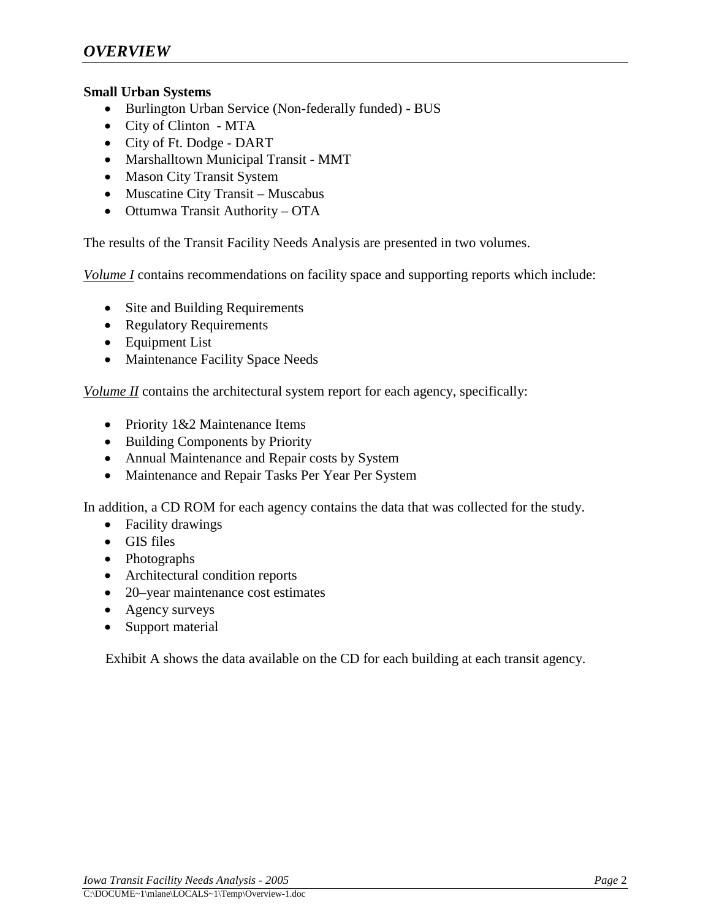## *OVERVIEW*

**Small Urban Systems**

- Burlington Urban Service (Non-federally funded) - BUS
- City of Clinton - MTA
- City of Ft. Dodge - DART
- Marshalltown Municipal Transit - MMT
- Mason City Transit System
- Muscatine City Transit – Muscabus
- Ottumwa Transit Authority – OTA

The results of the Transit Facility Needs Analysis are presented in two volumes.

*Volume I* contains recommendations on facility space and supporting reports which include:

- Site and Building Requirements
- Regulatory Requirements
- Equipment List
- Maintenance Facility Space Needs

*Volume II* contains the architectural system report for each agency, specifically:

- Priority 1&2 Maintenance Items
- Building Components by Priority
- Annual Maintenance and Repair costs by System
- Maintenance and Repair Tasks Per Year Per System

In addition, a CD ROM for each agency contains the data that was collected for the study.

- Facility drawings
- GIS files
- Photographs
- Architectural condition reports
- 20–year maintenance cost estimates
- Agency surveys
- Support material

Exhibit A shows the data available on the CD for each building at each transit agency.